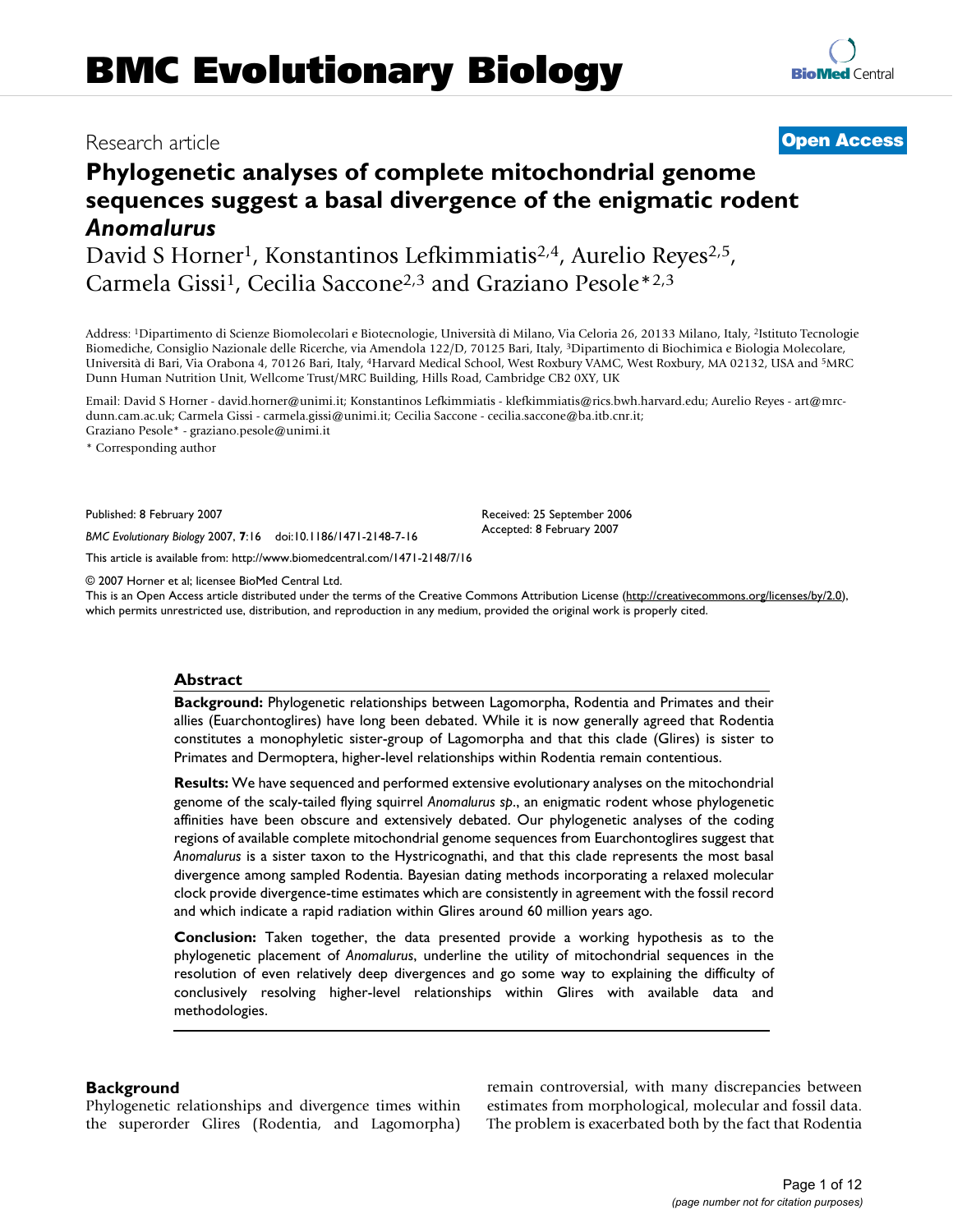# BMC Evolutionary Biology

Research article

**Open Access**

## Phylogenetic analyses of complete mitochondrial genome sequences suggest a basal divergence of the enigmatic rodent *Anomalurus*

David S Horner[1], Konstantinos Lefkimmiatis[2,4], Aurelio Reyes[2,5], Carmela Gissi[1], Cecilia Saccone[2,3] and Graziano Pesole*[2,3]

Address: [1]Dipartimento di Scienze Biomolecolari e Biotecnologie, Università di Milano, Via Celoria 26, 20133 Milano, Italy, [2]Istituto Tecnologie Biomediche, Consiglio Nazionale delle Ricerche, via Amendola 122/D, 70125 Bari, Italy, [3]Dipartimento di Biochimica e Biologia Molecolare, Università di Bari, Via Orabona 4, 70126 Bari, Italy, [4]Harvard Medical School, West Roxbury VAMC, West Roxbury, MA 02132, USA and [5]MRC Dunn Human Nutrition Unit, Wellcome Trust/MRC Building, Hills Road, Cambridge CB2 0XY, UK

Email: David S Horner - david.horner@unimi.it; Konstantinos Lefkimmiatis - klefkimmiatis@rics.bwh.harvard.edu; Aurelio Reyes - art@mrc-dunn.cam.ac.uk; Carmela Gissi - carmela.gissi@unimi.it; Cecilia Saccone - cecilia.saccone@ba.itb.cnr.it; Graziano Pesole* - graziano.pesole@unimi.it

* Corresponding author

Published: 8 February 2007

*BMC Evolutionary Biology* 2007, **7**:16 doi:10.1186/1471-2148-7-16

Received: 25 September 2006
Accepted: 8 February 2007

This article is available from: http://www.biomedcentral.com/1471-2148/7/16

© 2007 Horner et al; licensee BioMed Central Ltd.
This is an Open Access article distributed under the terms of the Creative Commons Attribution License (http://creativecommons.org/licenses/by/2.0), which permits unrestricted use, distribution, and reproduction in any medium, provided the original work is properly cited.

### Abstract

**Background:** Phylogenetic relationships between Lagomorpha, Rodentia and Primates and their allies (Euarchontoglires) have long been debated. While it is now generally agreed that Rodentia constitutes a monophyletic sister-group of Lagomorpha and that this clade (Glires) is sister to Primates and Dermoptera, higher-level relationships within Rodentia remain contentious.

**Results:** We have sequenced and performed extensive evolutionary analyses on the mitochondrial genome of the scaly-tailed flying squirrel *Anomalurus sp*., an enigmatic rodent whose phylogenetic affinities have been obscure and extensively debated. Our phylogenetic analyses of the coding regions of available complete mitochondrial genome sequences from Euarchontoglires suggest that *Anomalurus* is a sister taxon to the Hystricognathi, and that this clade represents the most basal divergence among sampled Rodentia. Bayesian dating methods incorporating a relaxed molecular clock provide divergence-time estimates which are consistently in agreement with the fossil record and which indicate a rapid radiation within Glires around 60 million years ago.

**Conclusion:** Taken together, the data presented provide a working hypothesis as to the phylogenetic placement of *Anomalurus*, underline the utility of mitochondrial sequences in the resolution of even relatively deep divergences and go some way to explaining the difficulty of conclusively resolving higher-level relationships within Glires with available data and methodologies.

### Background

Phylogenetic relationships and divergence times within the superorder Glires (Rodentia, and Lagomorpha) remain controversial, with many discrepancies between estimates from morphological, molecular and fossil data. The problem is exacerbated both by the fact that Rodentia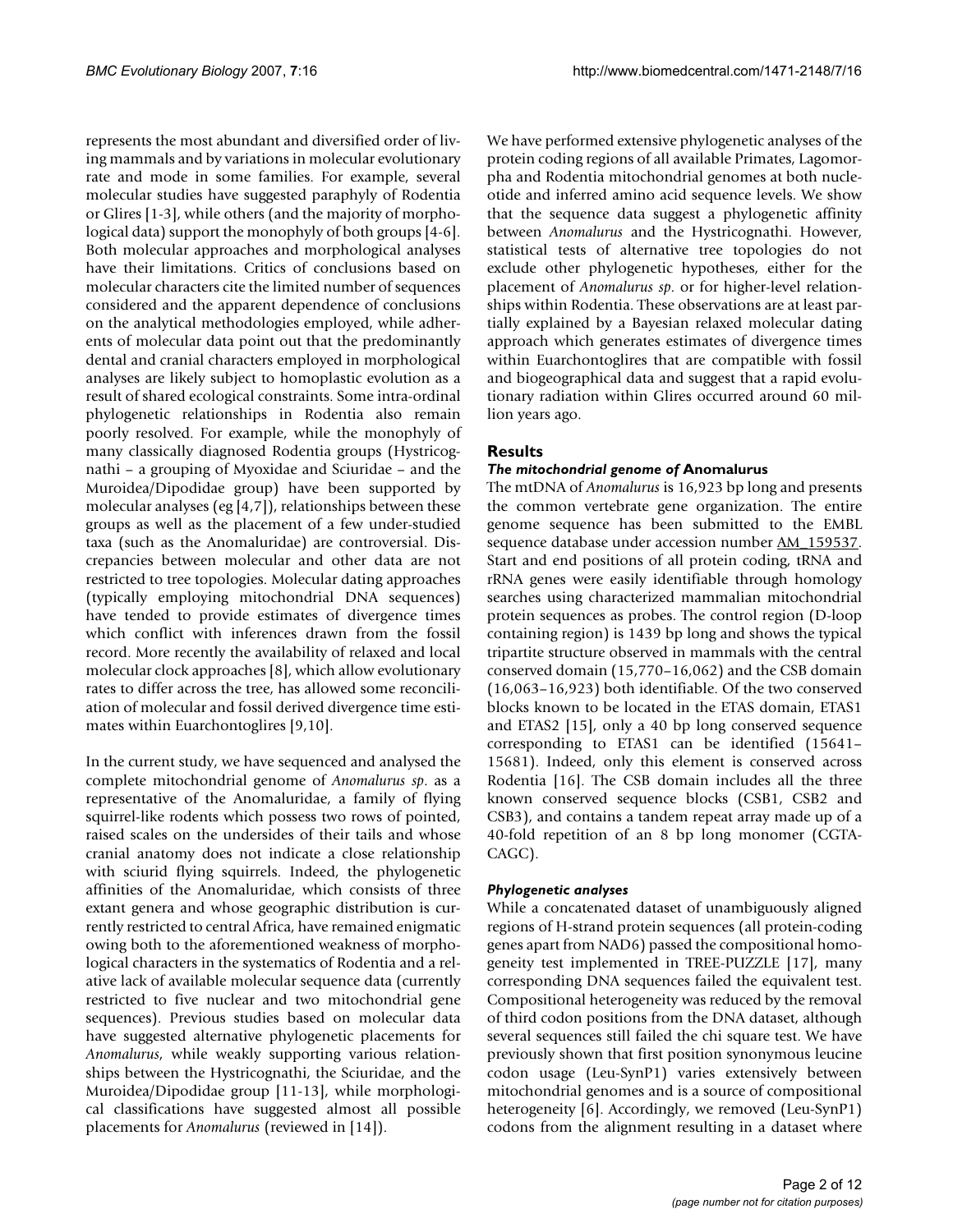represents the most abundant and diversified order of living mammals and by variations in molecular evolutionary rate and mode in some families. For example, several molecular studies have suggested paraphyly of Rodentia or Glires [1-3], while others (and the majority of morphological data) support the monophyly of both groups [4-6]. Both molecular approaches and morphological analyses have their limitations. Critics of conclusions based on molecular characters cite the limited number of sequences considered and the apparent dependence of conclusions on the analytical methodologies employed, while adherents of molecular data point out that the predominantly dental and cranial characters employed in morphological analyses are likely subject to homoplastic evolution as a result of shared ecological constraints. Some intra-ordinal phylogenetic relationships in Rodentia also remain poorly resolved. For example, while the monophyly of many classically diagnosed Rodentia groups (Hystricognathi – a grouping of Myoxidae and Sciuridae – and the Muroidea/Dipodidae group) have been supported by molecular analyses (eg [4,7]), relationships between these groups as well as the placement of a few under-studied taxa (such as the Anomaluridae) are controversial. Discrepancies between molecular and other data are not restricted to tree topologies. Molecular dating approaches (typically employing mitochondrial DNA sequences) have tended to provide estimates of divergence times which conflict with inferences drawn from the fossil record. More recently the availability of relaxed and local molecular clock approaches [8], which allow evolutionary rates to differ across the tree, has allowed some reconciliation of molecular and fossil derived divergence time estimates within Euarchontoglires [9,10].

In the current study, we have sequenced and analysed the complete mitochondrial genome of *Anomalurus sp.* as a representative of the Anomaluridae, a family of flying squirrel-like rodents which possess two rows of pointed, raised scales on the undersides of their tails and whose cranial anatomy does not indicate a close relationship with sciurid flying squirrels. Indeed, the phylogenetic affinities of the Anomaluridae, which consists of three extant genera and whose geographic distribution is currently restricted to central Africa, have remained enigmatic owing both to the aforementioned weakness of morphological characters in the systematics of Rodentia and a relative lack of available molecular sequence data (currently restricted to five nuclear and two mitochondrial gene sequences). Previous studies based on molecular data have suggested alternative phylogenetic placements for *Anomalurus*, while weakly supporting various relationships between the Hystricognathi, the Sciuridae, and the Muroidea/Dipodidae group [11-13], while morphological classifications have suggested almost all possible placements for *Anomalurus* (reviewed in [14]).

We have performed extensive phylogenetic analyses of the protein coding regions of all available Primates, Lagomorpha and Rodentia mitochondrial genomes at both nucleotide and inferred amino acid sequence levels. We show that the sequence data suggest a phylogenetic affinity between *Anomalurus* and the Hystricognathi. However, statistical tests of alternative tree topologies do not exclude other phylogenetic hypotheses, either for the placement of *Anomalurus sp.* or for higher-level relationships within Rodentia. These observations are at least partially explained by a Bayesian relaxed molecular dating approach which generates estimates of divergence times within Euarchontoglires that are compatible with fossil and biogeographical data and suggest that a rapid evolutionary radiation within Glires occurred around 60 million years ago.

## Results

### *The mitochondrial genome of* Anomalurus

The mtDNA of *Anomalurus* is 16,923 bp long and presents the common vertebrate gene organization. The entire genome sequence has been submitted to the EMBL sequence database under accession number AM_159537. Start and end positions of all protein coding, tRNA and rRNA genes were easily identifiable through homology searches using characterized mammalian mitochondrial protein sequences as probes. The control region (D-loop containing region) is 1439 bp long and shows the typical tripartite structure observed in mammals with the central conserved domain (15,770–16,062) and the CSB domain (16,063–16,923) both identifiable. Of the two conserved blocks known to be located in the ETAS domain, ETAS1 and ETAS2 [15], only a 40 bp long conserved sequence corresponding to ETAS1 can be identified (15641–15681). Indeed, only this element is conserved across Rodentia [16]. The CSB domain includes all the three known conserved sequence blocks (CSB1, CSB2 and CSB3), and contains a tandem repeat array made up of a 40-fold repetition of an 8 bp long monomer (CGTACAGC).

### *Phylogenetic analyses*

While a concatenated dataset of unambiguously aligned regions of H-strand protein sequences (all protein-coding genes apart from NAD6) passed the compositional homogeneity test implemented in TREE-PUZZLE [17], many corresponding DNA sequences failed the equivalent test. Compositional heterogeneity was reduced by the removal of third codon positions from the DNA dataset, although several sequences still failed the chi square test. We have previously shown that first position synonymous leucine codon usage (Leu-SynP1) varies extensively between mitochondrial genomes and is a source of compositional heterogeneity [6]. Accordingly, we removed (Leu-SynP1) codons from the alignment resulting in a dataset where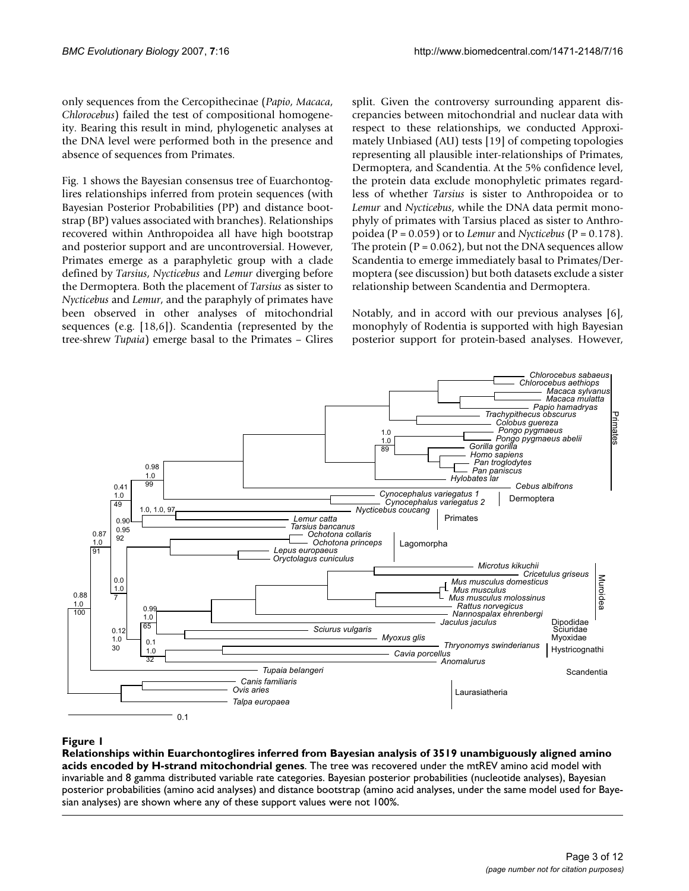only sequences from the Cercopithecinae (*Papio*, *Macaca*, *Chlorocebus*) failed the test of compositional homogeneity. Bearing this result in mind, phylogenetic analyses at the DNA level were performed both in the presence and absence of sequences from Primates.

Fig. 1 shows the Bayesian consensus tree of Euarchontoglires relationships inferred from protein sequences (with Bayesian Posterior Probabilities (PP) and distance bootstrap (BP) values associated with branches). Relationships recovered within Anthropoidea all have high bootstrap and posterior support and are uncontroversial. However, Primates emerge as a paraphyletic group with a clade defined by *Tarsius*, *Nycticebus* and *Lemur* diverging before the Dermoptera. Both the placement of *Tarsius* as sister to *Nycticebus* and *Lemur*, and the paraphyly of primates have been observed in other analyses of mitochondrial sequences (e.g. [18,6]). Scandentia (represented by the tree-shrew *Tupaia*) emerge basal to the Primates – Glires split. Given the controversy surrounding apparent discrepancies between mitochondrial and nuclear data with respect to these relationships, we conducted Approximately Unbiased (AU) tests [19] of competing topologies representing all plausible inter-relationships of Primates, Dermoptera, and Scandentia. At the 5% confidence level, the protein data exclude monophyletic primates regardless of whether *Tarsius* is sister to Anthropoidea or to *Lemur* and *Nycticebus*, while the DNA data permit monophyly of primates with Tarsius placed as sister to Anthropoidea ($P = 0.059$) or to *Lemur* and *Nycticebus* ($P = 0.178$). The protein ($P = 0.062$), but not the DNA sequences allow Scandentia to emerge immediately basal to Primates/Dermoptera (see discussion) but both datasets exclude a sister relationship between Scandentia and Dermoptera.

Notably, and in accord with our previous analyses [6], monophyly of Rodentia is supported with high Bayesian posterior support for protein-based analyses. However,

**Figure 1**

**Relationships within Euarchontoglires inferred from Bayesian analysis of 3519 unambiguously aligned amino acids encoded by H-strand mitochondrial genes**. The tree was recovered under the mtREV amino acid model with invariable and 8 gamma distributed variable rate categories. Bayesian posterior probabilities (nucleotide analyses), Bayesian posterior probabilities (amino acid analyses) and distance bootstrap (amino acid analyses, under the same model used for Bayesian analyses) are shown where any of these support values were not 100%.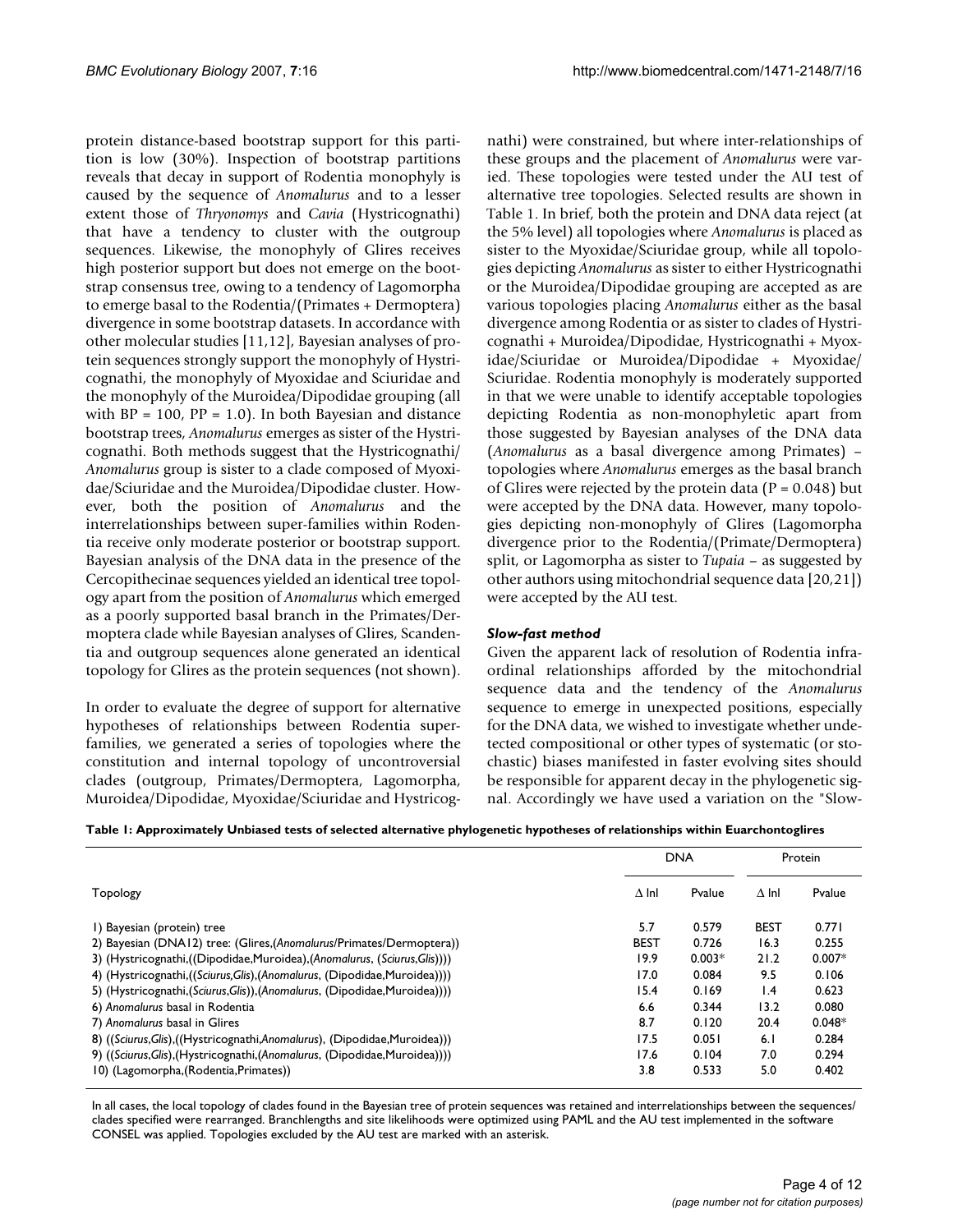protein distance-based bootstrap support for this partition is low (30%). Inspection of bootstrap partitions reveals that decay in support of Rodentia monophyly is caused by the sequence of *Anomalurus* and to a lesser extent those of *Thryonomys* and *Cavia* (Hystricognathi) that have a tendency to cluster with the outgroup sequences. Likewise, the monophyly of Glires receives high posterior support but does not emerge on the bootstrap consensus tree, owing to a tendency of Lagomorpha to emerge basal to the Rodentia/(Primates + Dermoptera) divergence in some bootstrap datasets. In accordance with other molecular studies [11,12], Bayesian analyses of protein sequences strongly support the monophyly of Hystricognathi, the monophyly of Myoxidae and Sciuridae and the monophyly of the Muroidea/Dipodidae grouping (all with BP = 100, PP = 1.0). In both Bayesian and distance bootstrap trees, *Anomalurus* emerges as sister of the Hystricognathi. Both methods suggest that the Hystricognathi/*Anomalurus* group is sister to a clade composed of Myoxidae/Sciuridae and the Muroidea/Dipodidae cluster. However, both the position of *Anomalurus* and the interrelationships between super-families within Rodentia receive only moderate posterior or bootstrap support. Bayesian analysis of the DNA data in the presence of the Cercopithecinae sequences yielded an identical tree topology apart from the position of *Anomalurus* which emerged as a poorly supported basal branch in the Primates/Dermoptera clade while Bayesian analyses of Glires, Scandentia and outgroup sequences alone generated an identical topology for Glires as the protein sequences (not shown).

In order to evaluate the degree of support for alternative hypotheses of relationships between Rodentia super-families, we generated a series of topologies where the constitution and internal topology of uncontroversial clades (outgroup, Primates/Dermoptera, Lagomorpha, Muroidea/Dipodidae, Myoxidae/Sciuridae and Hystricognathi) were constrained, but where inter-relationships of these groups and the placement of *Anomalurus* were varied. These topologies were tested under the AU test of alternative tree topologies. Selected results are shown in Table 1. In brief, both the protein and DNA data reject (at the 5% level) all topologies where *Anomalurus* is placed as sister to the Myoxidae/Sciuridae group, while all topologies depicting *Anomalurus* as sister to either Hystricognathi or the Muroidea/Dipodidae grouping are accepted as are various topologies placing *Anomalurus* either as the basal divergence among Rodentia or as sister to clades of Hystricognathi + Muroidea/Dipodidae, Hystricognathi + Myoxidae/Sciuridae or Muroidea/Dipodidae + Myoxidae/Sciuridae. Rodentia monophyly is moderately supported in that we were unable to identify acceptable topologies depicting Rodentia as non-monophyletic apart from those suggested by Bayesian analyses of the DNA data (*Anomalurus* as a basal divergence among Primates) – topologies where *Anomalurus* emerges as the basal branch of Glires were rejected by the protein data (P = 0.048) but were accepted by the DNA data. However, many topologies depicting non-monophyly of Glires (Lagomorpha divergence prior to the Rodentia/(Primate/Dermoptera) split, or Lagomorpha as sister to *Tupaia* – as suggested by other authors using mitochondrial sequence data [20,21]) were accepted by the AU test.

### *Slow-fast method*

Given the apparent lack of resolution of Rodentia infraordinal relationships afforded by the mitochondrial sequence data and the tendency of the *Anomalurus* sequence to emerge in unexpected positions, especially for the DNA data, we wished to investigate whether undetected compositional or other types of systematic (or stochastic) biases manifested in faster evolving sites should be responsible for apparent decay in the phylogenetic signal. Accordingly we have used a variation on the "Slow-

**Table 1: Approximately Unbiased tests of selected alternative phylogenetic hypotheses of relationships within Euarchontoglires**

| | DNA | | Protein | |
|---|---|---|---|---|
| Topology | Δ lnl | Pvalue | Δ lnl | Pvalue |
| 1) Bayesian (protein) tree | 5.7 | 0.579 | BEST | 0.771 |
| 2) Bayesian (DNA12) tree: (Glires,(*Anomalurus*/Primates/Dermoptera)) | BEST | 0.726 | 16.3 | 0.255 |
| 3) (Hystricognathi,((Dipodidae,Muroidea),(*Anomalurus*, (*Sciurus*,*Glis*)))) | 19.9 | 0.003* | 21.2 | 0.007* |
| 4) (Hystricognathi,((*Sciurus*,*Glis*),(*Anomalurus*, (Dipodidae,Muroidea)))) | 17.0 | 0.084 | 9.5 | 0.106 |
| 5) (Hystricognathi,(*Sciurus*,*Glis*)),(*Anomalurus*, (Dipodidae,Muroidea)))) | 15.4 | 0.169 | 1.4 | 0.623 |
| 6) *Anomalurus* basal in Rodentia | 6.6 | 0.344 | 13.2 | 0.080 |
| 7) *Anomalurus* basal in Glires | 8.7 | 0.120 | 20.4 | 0.048* |
| 8) ((*Sciurus*,*Glis*),((Hystricognathi,*Anomalurus*), (Dipodidae,Muroidea))) | 17.5 | 0.051 | 6.1 | 0.284 |
| 9) ((*Sciurus*,*Glis*),(Hystricognathi,(*Anomalurus*, (Dipodidae,Muroidea)))) | 17.6 | 0.104 | 7.0 | 0.294 |
| 10) (Lagomorpha,(Rodentia,Primates)) | 3.8 | 0.533 | 5.0 | 0.402 |

In all cases, the local topology of clades found in the Bayesian tree of protein sequences was retained and interrelationships between the sequences/clades specified were rearranged. Branchlengths and site likelihoods were optimized using PAML and the AU test implemented in the software CONSEL was applied. Topologies excluded by the AU test are marked with an asterisk.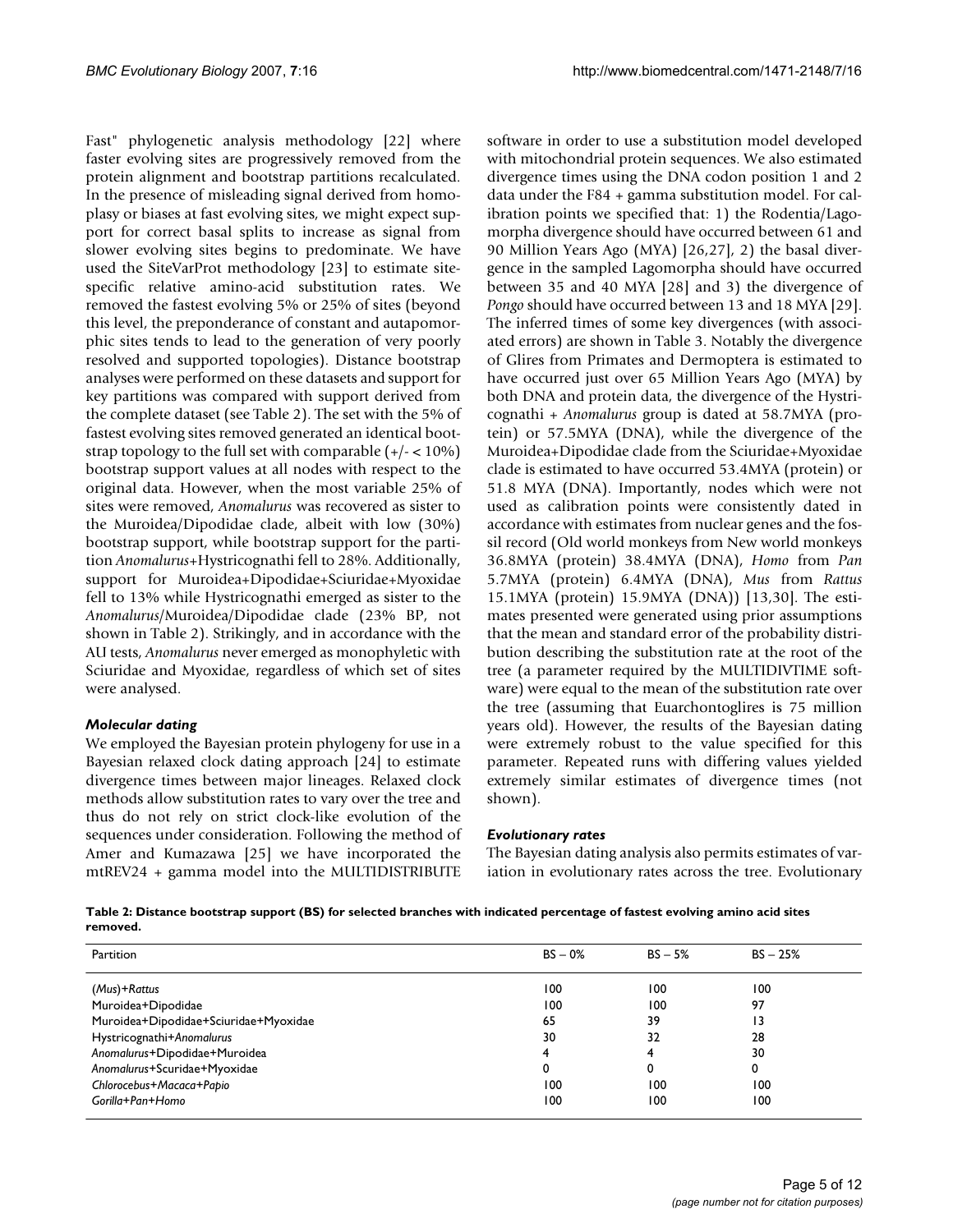Fast" phylogenetic analysis methodology [22] where faster evolving sites are progressively removed from the protein alignment and bootstrap partitions recalculated. In the presence of misleading signal derived from homoplasy or biases at fast evolving sites, we might expect support for correct basal splits to increase as signal from slower evolving sites begins to predominate. We have used the SiteVarProt methodology [23] to estimate site-specific relative amino-acid substitution rates. We removed the fastest evolving 5% or 25% of sites (beyond this level, the preponderance of constant and autapomorphic sites tends to lead to the generation of very poorly resolved and supported topologies). Distance bootstrap analyses were performed on these datasets and support for key partitions was compared with support derived from the complete dataset (see Table 2). The set with the 5% of fastest evolving sites removed generated an identical bootstrap topology to the full set with comparable (+/- < 10%) bootstrap support values at all nodes with respect to the original data. However, when the most variable 25% of sites were removed, *Anomalurus* was recovered as sister to the Muroidea/Dipodidae clade, albeit with low (30%) bootstrap support, while bootstrap support for the partition *Anomalurus*+Hystricognathi fell to 28%. Additionally, support for Muroidea+Dipodidae+Sciuridae+Myoxidae fell to 13% while Hystricognathi emerged as sister to the *Anomalurus*/Muroidea/Dipodidae clade (23% BP, not shown in Table 2). Strikingly, and in accordance with the AU tests, *Anomalurus* never emerged as monophyletic with Sciuridae and Myoxidae, regardless of which set of sites were analysed.

### *Molecular dating*

We employed the Bayesian protein phylogeny for use in a Bayesian relaxed clock dating approach [24] to estimate divergence times between major lineages. Relaxed clock methods allow substitution rates to vary over the tree and thus do not rely on strict clock-like evolution of the sequences under consideration. Following the method of Amer and Kumazawa [25] we have incorporated the mtREV24 + gamma model into the MULTIDISTRIBUTE software in order to use a substitution model developed with mitochondrial protein sequences. We also estimated divergence times using the DNA codon position 1 and 2 data under the F84 + gamma substitution model. For calibration points we specified that: 1) the Rodentia/Lagomorpha divergence should have occurred between 61 and 90 Million Years Ago (MYA) [26,27], 2) the basal divergence in the sampled Lagomorpha should have occurred between 35 and 40 MYA [28] and 3) the divergence of *Pongo* should have occurred between 13 and 18 MYA [29]. The inferred times of some key divergences (with associated errors) are shown in Table 3. Notably the divergence of Glires from Primates and Dermoptera is estimated to have occurred just over 65 Million Years Ago (MYA) by both DNA and protein data, the divergence of the Hystricognathi + *Anomalurus* group is dated at 58.7MYA (protein) or 57.5MYA (DNA), while the divergence of the Muroidea+Dipodidae clade from the Sciuridae+Myoxidae clade is estimated to have occurred 53.4MYA (protein) or 51.8 MYA (DNA). Importantly, nodes which were not used as calibration points were consistently dated in accordance with estimates from nuclear genes and the fossil record (Old world monkeys from New world monkeys 36.8MYA (protein) 38.4MYA (DNA), *Homo* from *Pan* 5.7MYA (protein) 6.4MYA (DNA), *Mus* from *Rattus* 15.1MYA (protein) 15.9MYA (DNA)) [13,30]. The estimates presented were generated using prior assumptions that the mean and standard error of the probability distribution describing the substitution rate at the root of the tree (a parameter required by the MULTIDIVTIME software) were equal to the mean of the substitution rate over the tree (assuming that Euarchontoglires is 75 million years old). However, the results of the Bayesian dating were extremely robust to the value specified for this parameter. Repeated runs with differing values yielded extremely similar estimates of divergence times (not shown).

### *Evolutionary rates*

The Bayesian dating analysis also permits estimates of variation in evolutionary rates across the tree. Evolutionary

**Table 2: Distance bootstrap support (BS) for selected branches with indicated percentage of fastest evolving amino acid sites removed.**

| Partition | BS – 0% | BS – 5% | BS – 25% |
|---|---|---|---|
| (*Mus*)+*Rattus* | 100 | 100 | 100 |
| Muroidea+Dipodidae | 100 | 100 | 97 |
| Muroidea+Dipodidae+Sciuridae+Myoxidae | 65 | 39 | 13 |
| Hystricognathi+*Anomalurus* | 30 | 32 | 28 |
| *Anomalurus*+Dipodidae+Muroidea | 4 | 4 | 30 |
| *Anomalurus*+Scuridae+Myoxidae | 0 | 0 | 0 |
| *Chlorocebus*+*Macaca*+*Papio* | 100 | 100 | 100 |
| *Gorilla*+*Pan*+*Homo* | 100 | 100 | 100 |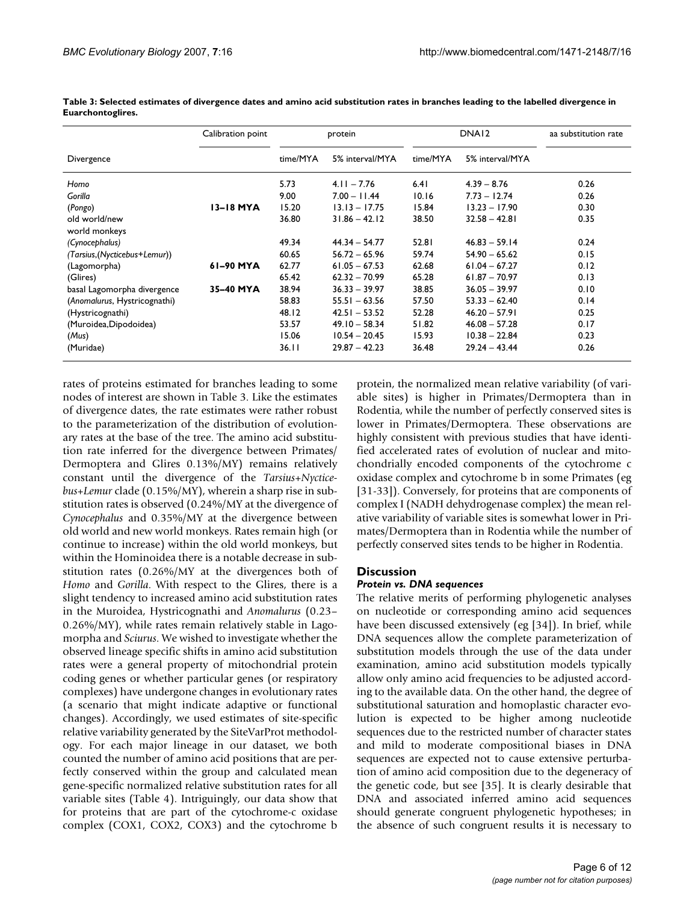**Table 3: Selected estimates of divergence dates and amino acid substitution rates in branches leading to the labelled divergence in Euarchontoglires.**

| Divergence | Calibration point | protein | | DNA12 | | aa substitution rate |
|---|---|---|---|---|---|---|
| | | time/MYA | 5% interval/MYA | time/MYA | 5% interval/MYA | |
| *Homo* | | 5.73 | 4.11 – 7.76 | 6.41 | 4.39 – 8.76 | 0.26 |
| *Gorilla* | | 9.00 | 7.00 – 11.44 | 10.16 | 7.73 – 12.74 | 0.26 |
| (*Pongo*) | **13–18 MYA** | 15.20 | 13.13 – 17.75 | 15.84 | 13.23 – 17.90 | 0.30 |
| old world/new world monkeys | | 36.80 | 31.86 – 42.12 | 38.50 | 32.58 – 42.81 | 0.35 |
| (*Cynocephalus*) | | 49.34 | 44.34 – 54.77 | 52.81 | 46.83 – 59.14 | 0.24 |
| (*Tarsius*,(*Nycticebus*+*Lemur*)) | | 60.65 | 56.72 – 65.96 | 59.74 | 54.90 – 65.62 | 0.15 |
| (Lagomorpha) | **61–90 MYA** | 62.77 | 61.05 – 67.53 | 62.68 | 61.04 – 67.27 | 0.12 |
| (Glires) | | 65.42 | 62.32 – 70.99 | 65.28 | 61.87 – 70.97 | 0.13 |
| basal Lagomorpha divergence | **35–40 MYA** | 38.94 | 36.33 – 39.97 | 38.85 | 36.05 – 39.97 | 0.10 |
| (*Anomalurus*, Hystricognathi) | | 58.83 | 55.51 – 63.56 | 57.50 | 53.33 – 62.40 | 0.14 |
| (Hystricognathi) | | 48.12 | 42.51 – 53.52 | 52.28 | 46.20 – 57.91 | 0.25 |
| (Muroidea,Dipodoidea) | | 53.57 | 49.10 – 58.34 | 51.82 | 46.08 – 57.28 | 0.17 |
| (*Mus*) | | 15.06 | 10.54 – 20.45 | 15.93 | 10.38 – 22.84 | 0.23 |
| (Muridae) | | 36.11 | 29.87 – 42.23 | 36.48 | 29.24 – 43.44 | 0.26 |

rates of proteins estimated for branches leading to some nodes of interest are shown in Table 3. Like the estimates of divergence dates, the rate estimates were rather robust to the parameterization of the distribution of evolutionary rates at the base of the tree. The amino acid substitution rate inferred for the divergence between Primates/Dermoptera and Glires 0.13%/MY) remains relatively constant until the divergence of the *Tarsius+Nycticebus+Lemur* clade (0.15%/MY), wherein a sharp rise in substitution rates is observed (0.24%/MY at the divergence of *Cynocephalus* and 0.35%/MY at the divergence between old world and new world monkeys. Rates remain high (or continue to increase) within the old world monkeys, but within the Hominoidea there is a notable decrease in substitution rates (0.26%/MY at the divergences both of *Homo* and *Gorilla*. With respect to the Glires, there is a slight tendency to increased amino acid substitution rates in the Muroidea, Hystricognathi and *Anomalurus* (0.23–0.26%/MY), while rates remain relatively stable in Lagomorpha and *Sciurus*. We wished to investigate whether the observed lineage specific shifts in amino acid substitution rates were a general property of mitochondrial protein coding genes or whether particular genes (or respiratory complexes) have undergone changes in evolutionary rates (a scenario that might indicate adaptive or functional changes). Accordingly, we used estimates of site-specific relative variability generated by the SiteVarProt methodology. For each major lineage in our dataset, we both counted the number of amino acid positions that are perfectly conserved within the group and calculated mean gene-specific normalized relative substitution rates for all variable sites (Table 4). Intriguingly, our data show that for proteins that are part of the cytochrome-c oxidase complex (COX1, COX2, COX3) and the cytochrome b protein, the normalized mean relative variability (of variable sites) is higher in Primates/Dermoptera than in Rodentia, while the number of perfectly conserved sites is lower in Primates/Dermoptera. These observations are highly consistent with previous studies that have identified accelerated rates of evolution of nuclear and mitochondrially encoded components of the cytochrome c oxidase complex and cytochrome b in some Primates (eg [31-33]). Conversely, for proteins that are components of complex I (NADH dehydrogenase complex) the mean relative variability of variable sites is somewhat lower in Primates/Dermoptera than in Rodentia while the number of perfectly conserved sites tends to be higher in Rodentia.

## Discussion

### *Protein vs. DNA sequences*

The relative merits of performing phylogenetic analyses on nucleotide or corresponding amino acid sequences have been discussed extensively (eg [34]). In brief, while DNA sequences allow the complete parameterization of substitution models through the use of the data under examination, amino acid substitution models typically allow only amino acid frequencies to be adjusted according to the available data. On the other hand, the degree of substitutional saturation and homoplastic character evolution is expected to be higher among nucleotide sequences due to the restricted number of character states and mild to moderate compositional biases in DNA sequences are expected not to cause extensive perturbation of amino acid composition due to the degeneracy of the genetic code, but see [35]. It is clearly desirable that DNA and associated inferred amino acid sequences should generate congruent phylogenetic hypotheses; in the absence of such congruent results it is necessary to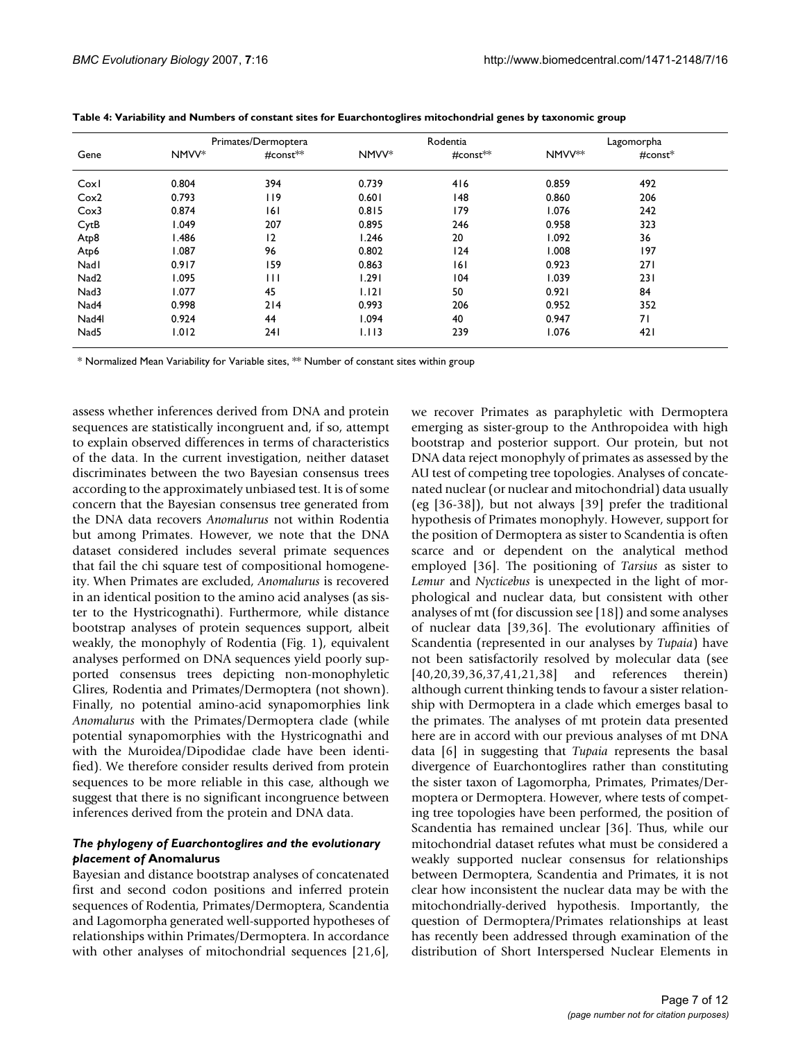**Table 4: Variability and Numbers of constant sites for Euarchontoglires mitochondrial genes by taxonomic group**

| Gene | Primates/Dermoptera | | Rodentia | | Lagomorpha | |
|---|---|---|---|---|---|---|
| | NMVV* | #const** | NMVV* | #const** | NMVV** | #const* |
| CoxI | 0.804 | 394 | 0.739 | 416 | 0.859 | 492 |
| Cox2 | 0.793 | 119 | 0.601 | 148 | 0.860 | 206 |
| Cox3 | 0.874 | 161 | 0.815 | 179 | 1.076 | 242 |
| CytB | 1.049 | 207 | 0.895 | 246 | 0.958 | 323 |
| Atp8 | 1.486 | 12 | 1.246 | 20 | 1.092 | 36 |
| Atp6 | 1.087 | 96 | 0.802 | 124 | 1.008 | 197 |
| NadI | 0.917 | 159 | 0.863 | 161 | 0.923 | 271 |
| Nad2 | 1.095 | 111 | 1.291 | 104 | 1.039 | 231 |
| Nad3 | 1.077 | 45 | 1.121 | 50 | 0.921 | 84 |
| Nad4 | 0.998 | 214 | 0.993 | 206 | 0.952 | 352 |
| Nad4l | 0.924 | 44 | 1.094 | 40 | 0.947 | 71 |
| Nad5 | 1.012 | 241 | 1.113 | 239 | 1.076 | 421 |

\* Normalized Mean Variability for Variable sites, ** Number of constant sites within group

assess whether inferences derived from DNA and protein sequences are statistically incongruent and, if so, attempt to explain observed differences in terms of characteristics of the data. In the current investigation, neither dataset discriminates between the two Bayesian consensus trees according to the approximately unbiased test. It is of some concern that the Bayesian consensus tree generated from the DNA data recovers *Anomalurus* not within Rodentia but among Primates. However, we note that the DNA dataset considered includes several primate sequences that fail the chi square test of compositional homogeneity. When Primates are excluded, *Anomalurus* is recovered in an identical position to the amino acid analyses (as sister to the Hystricognathi). Furthermore, while distance bootstrap analyses of protein sequences support, albeit weakly, the monophyly of Rodentia (Fig. 1), equivalent analyses performed on DNA sequences yield poorly supported consensus trees depicting non-monophyletic Glires, Rodentia and Primates/Dermoptera (not shown). Finally, no potential amino-acid synapomorphies link *Anomalurus* with the Primates/Dermoptera clade (while potential synapomorphies with the Hystricognathi and with the Muroidea/Dipodidae clade have been identified). We therefore consider results derived from protein sequences to be more reliable in this case, although we suggest that there is no significant incongruence between inferences derived from the protein and DNA data.

### *The phylogeny of Euarchontoglires and the evolutionary placement of* Anomalurus

Bayesian and distance bootstrap analyses of concatenated first and second codon positions and inferred protein sequences of Rodentia, Primates/Dermoptera, Scandentia and Lagomorpha generated well-supported hypotheses of relationships within Primates/Dermoptera. In accordance with other analyses of mitochondrial sequences [21,6], we recover Primates as paraphyletic with Dermoptera emerging as sister-group to the Anthropoidea with high bootstrap and posterior support. Our protein, but not DNA data reject monophyly of primates as assessed by the AU test of competing tree topologies. Analyses of concatenated nuclear (or nuclear and mitochondrial) data usually (eg [36-38]), but not always [39] prefer the traditional hypothesis of Primates monophyly. However, support for the position of Dermoptera as sister to Scandentia is often scarce and or dependent on the analytical method employed [36]. The positioning of *Tarsius* as sister to *Lemur* and *Nycticebus* is unexpected in the light of morphological and nuclear data, but consistent with other analyses of mt (for discussion see [18]) and some analyses of nuclear data [39,36]. The evolutionary affinities of Scandentia (represented in our analyses by *Tupaia*) have not been satisfactorily resolved by molecular data (see [40,20,39,36,37,41,21,38] and references therein) although current thinking tends to favour a sister relationship with Dermoptera in a clade which emerges basal to the primates. The analyses of mt protein data presented here are in accord with our previous analyses of mt DNA data [6] in suggesting that *Tupaia* represents the basal divergence of Euarchontoglires rather than constituting the sister taxon of Lagomorpha, Primates, Primates/Dermoptera or Dermoptera. However, where tests of competing tree topologies have been performed, the position of Scandentia has remained unclear [36]. Thus, while our mitochondrial dataset refutes what must be considered a weakly supported nuclear consensus for relationships between Dermoptera, Scandentia and Primates, it is not clear how inconsistent the nuclear data may be with the mitochondrially-derived hypothesis. Importantly, the question of Dermoptera/Primates relationships at least has recently been addressed through examination of the distribution of Short Interspersed Nuclear Elements in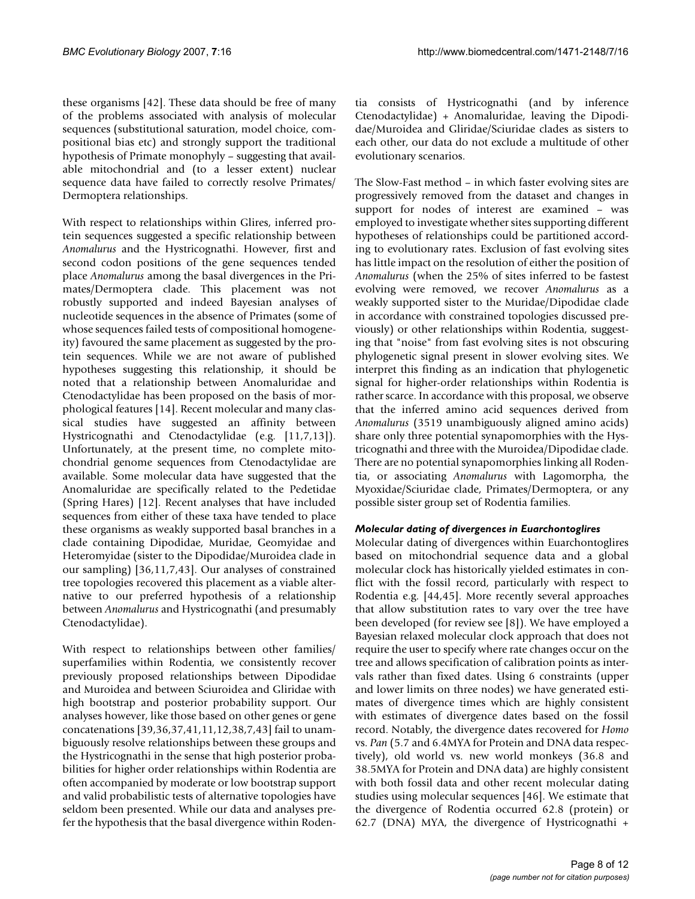these organisms [42]. These data should be free of many of the problems associated with analysis of molecular sequences (substitutional saturation, model choice, compositional bias etc) and strongly support the traditional hypothesis of Primate monophyly – suggesting that available mitochondrial and (to a lesser extent) nuclear sequence data have failed to correctly resolve Primates/Dermoptera relationships.

With respect to relationships within Glires, inferred protein sequences suggested a specific relationship between *Anomalurus* and the Hystricognathi. However, first and second codon positions of the gene sequences tended place *Anomalurus* among the basal divergences in the Primates/Dermoptera clade. This placement was not robustly supported and indeed Bayesian analyses of nucleotide sequences in the absence of Primates (some of whose sequences failed tests of compositional homogeneity) favoured the same placement as suggested by the protein sequences. While we are not aware of published hypotheses suggesting this relationship, it should be noted that a relationship between Anomaluridae and Ctenodactylidae has been proposed on the basis of morphological features [14]. Recent molecular and many classical studies have suggested an affinity between Hystricognathi and Ctenodactylidae (e.g. [11,7,13]). Unfortunately, at the present time, no complete mitochondrial genome sequences from Ctenodactylidae are available. Some molecular data have suggested that the Anomaluridae are specifically related to the Pedetidae (Spring Hares) [12]. Recent analyses that have included sequences from either of these taxa have tended to place these organisms as weakly supported basal branches in a clade containing Dipodidae, Muridae, Geomyidae and Heteromyidae (sister to the Dipodidae/Muroidea clade in our sampling) [36,11,7,43]. Our analyses of constrained tree topologies recovered this placement as a viable alternative to our preferred hypothesis of a relationship between *Anomalurus* and Hystricognathi (and presumably Ctenodactylidae).

With respect to relationships between other families/superfamilies within Rodentia, we consistently recover previously proposed relationships between Dipodidae and Muroidea and between Sciuroidea and Gliridae with high bootstrap and posterior probability support. Our analyses however, like those based on other genes or gene concatenations [39,36,37,41,11,12,38,7,43] fail to unambiguously resolve relationships between these groups and the Hystricognathi in the sense that high posterior probabilities for higher order relationships within Rodentia are often accompanied by moderate or low bootstrap support and valid probabilistic tests of alternative topologies have seldom been presented. While our data and analyses prefer the hypothesis that the basal divergence within Rodentia consists of Hystricognathi (and by inference Ctenodactylidae) + Anomaluridae, leaving the Dipodidae/Muroidea and Gliridae/Sciuridae clades as sisters to each other, our data do not exclude a multitude of other evolutionary scenarios.

The Slow-Fast method – in which faster evolving sites are progressively removed from the dataset and changes in support for nodes of interest are examined – was employed to investigate whether sites supporting different hypotheses of relationships could be partitioned according to evolutionary rates. Exclusion of fast evolving sites has little impact on the resolution of either the position of *Anomalurus* (when the 25% of sites inferred to be fastest evolving were removed, we recover *Anomalurus* as a weakly supported sister to the Muridae/Dipodidae clade in accordance with constrained topologies discussed previously) or other relationships within Rodentia, suggesting that "noise" from fast evolving sites is not obscuring phylogenetic signal present in slower evolving sites. We interpret this finding as an indication that phylogenetic signal for higher-order relationships within Rodentia is rather scarce. In accordance with this proposal, we observe that the inferred amino acid sequences derived from *Anomalurus* (3519 unambiguously aligned amino acids) share only three potential synapomorphies with the Hystricognathi and three with the Muroidea/Dipodidae clade. There are no potential synapomorphies linking all Rodentia, or associating *Anomalurus* with Lagomorpha, the Myoxidae/Sciuridae clade, Primates/Dermoptera, or any possible sister group set of Rodentia families.

### *Molecular dating of divergences in Euarchontoglires*

Molecular dating of divergences within Euarchontoglires based on mitochondrial sequence data and a global molecular clock has historically yielded estimates in conflict with the fossil record, particularly with respect to Rodentia e.g. [44,45]. More recently several approaches that allow substitution rates to vary over the tree have been developed (for review see [8]). We have employed a Bayesian relaxed molecular clock approach that does not require the user to specify where rate changes occur on the tree and allows specification of calibration points as intervals rather than fixed dates. Using 6 constraints (upper and lower limits on three nodes) we have generated estimates of divergence times which are highly consistent with estimates of divergence dates based on the fossil record. Notably, the divergence dates recovered for *Homo* vs. *Pan* (5.7 and 6.4MYA for Protein and DNA data respectively), old world vs. new world monkeys (36.8 and 38.5MYA for Protein and DNA data) are highly consistent with both fossil data and other recent molecular dating studies using molecular sequences [46]. We estimate that the divergence of Rodentia occurred 62.8 (protein) or 62.7 (DNA) MYA, the divergence of Hystricognathi +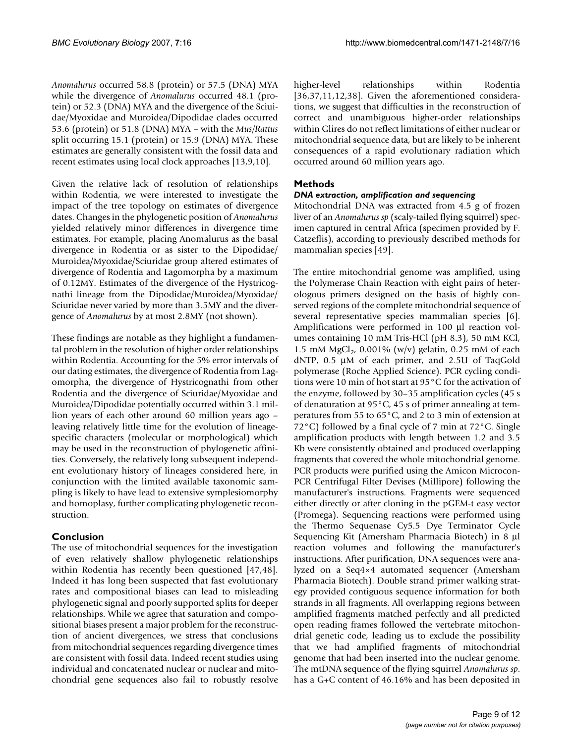*Anomalurus* occurred 58.8 (protein) or 57.5 (DNA) MYA while the divergence of *Anomalurus* occurred 48.1 (protein) or 52.3 (DNA) MYA and the divergence of the Sciuidae/Myoxidae and Muroidea/Dipodidae clades occurred 53.6 (protein) or 51.8 (DNA) MYA – with the *Mus/Rattus* split occurring 15.1 (protein) or 15.9 (DNA) MYA. These estimates are generally consistent with the fossil data and recent estimates using local clock approaches [13,9,10].

Given the relative lack of resolution of relationships within Rodentia, we were interested to investigate the impact of the tree topology on estimates of divergence dates. Changes in the phylogenetic position of *Anomalurus* yielded relatively minor differences in divergence time estimates. For example, placing Anomalurus as the basal divergence in Rodentia or as sister to the Dipodidae/Muroidea/Myoxidae/Sciuridae group altered estimates of divergence of Rodentia and Lagomorpha by a maximum of 0.12MY. Estimates of the divergence of the Hystricognathi lineage from the Dipodidae/Muroidea/Myoxidae/Sciuridae never varied by more than 3.5MY and the divergence of *Anomalurus* by at most 2.8MY (not shown).

These findings are notable as they highlight a fundamental problem in the resolution of higher order relationships within Rodentia. Accounting for the 5% error intervals of our dating estimates, the divergence of Rodentia from Lagomorpha, the divergence of Hystricognathi from other Rodentia and the divergence of Sciuridae/Myoxidae and Muroidea/Dipodidae potentially occurred within 3.1 million years of each other around 60 million years ago – leaving relatively little time for the evolution of lineage-specific characters (molecular or morphological) which may be used in the reconstruction of phylogenetic affinities. Conversely, the relatively long subsequent independent evolutionary history of lineages considered here, in conjunction with the limited available taxonomic sampling is likely to have lead to extensive symplesiomorphy and homoplasy, further complicating phylogenetic reconstruction.

## Conclusion

The use of mitochondrial sequences for the investigation of even relatively shallow phylogenetic relationships within Rodentia has recently been questioned [47,48]. Indeed it has long been suspected that fast evolutionary rates and compositional biases can lead to misleading phylogenetic signal and poorly supported splits for deeper relationships. While we agree that saturation and compositional biases present a major problem for the reconstruction of ancient divergences, we stress that conclusions from mitochondrial sequences regarding divergence times are consistent with fossil data. Indeed recent studies using individual and concatenated nuclear or nuclear and mitochondrial gene sequences also fail to robustly resolve higher-level relationships within Rodentia [36,37,11,12,38]. Given the aforementioned considerations, we suggest that difficulties in the reconstruction of correct and unambiguous higher-order relationships within Glires do not reflect limitations of either nuclear or mitochondrial sequence data, but are likely to be inherent consequences of a rapid evolutionary radiation which occurred around 60 million years ago.

## Methods

### *DNA extraction, amplification and sequencing*

Mitochondrial DNA was extracted from 4.5 g of frozen liver of an *Anomalurus sp* (scaly-tailed flying squirrel) specimen captured in central Africa (specimen provided by F. Catzeflis), according to previously described methods for mammalian species [49].

The entire mitochondrial genome was amplified, using the Polymerase Chain Reaction with eight pairs of heterologous primers designed on the basis of highly conserved regions of the complete mitochondrial sequence of several representative species mammalian species [6]. Amplifications were performed in 100 µl reaction volumes containing 10 mM Tris-HCl (pH 8.3), 50 mM KCl, 1.5 mM $MgCl_2$, 0.001% (w/v) gelatin, 0.25 mM of each dNTP, 0.5 µM of each primer, and 2.5U of TaqGold polymerase (Roche Applied Science). PCR cycling conditions were 10 min of hot start at 95°C for the activation of the enzyme, followed by 30–35 amplification cycles (45 s of denaturation at 95°C, 45 s of primer annealing at temperatures from 55 to 65°C, and 2 to 3 min of extension at 72°C) followed by a final cycle of 7 min at 72°C. Single amplification products with length between 1.2 and 3.5 Kb were consistently obtained and produced overlapping fragments that covered the whole mitochondrial genome. PCR products were purified using the Amicon Microcon-PCR Centrifugal Filter Devises (Millipore) following the manufacturer's instructions. Fragments were sequenced either directly or after cloning in the pGEM-t easy vector (Promega). Sequencing reactions were performed using the Thermo Sequenase Cy5.5 Dye Terminator Cycle Sequencing Kit (Amersham Pharmacia Biotech) in 8 µl reaction volumes and following the manufacturer's instructions. After purification, DNA sequences were analyzed on a Seq4×4 automated sequencer (Amersham Pharmacia Biotech). Double strand primer walking strategy provided contiguous sequence information for both strands in all fragments. All overlapping regions between amplified fragments matched perfectly and all predicted open reading frames followed the vertebrate mitochondrial genetic code, leading us to exclude the possibility that we had amplified fragments of mitochondrial genome that had been inserted into the nuclear genome. The mtDNA sequence of the flying squirrel *Anomalurus sp*. has a G+C content of 46.16% and has been deposited in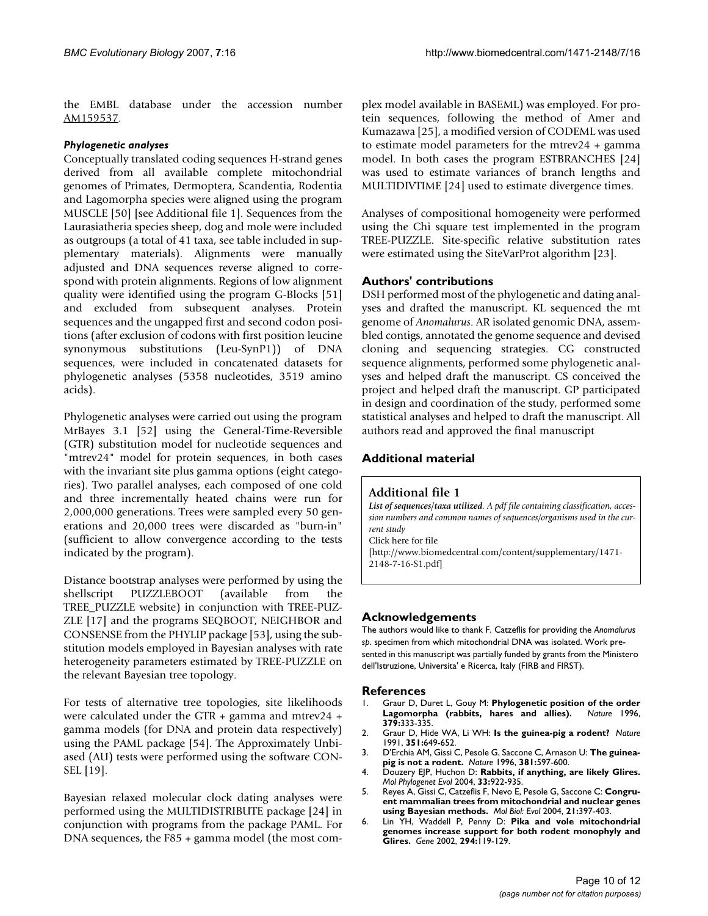the EMBL database under the accession number AM159537.

### *Phylogenetic analyses*

Conceptually translated coding sequences H-strand genes derived from all available complete mitochondrial genomes of Primates, Dermoptera, Scandentia, Rodentia and Lagomorpha species were aligned using the program MUSCLE [50] [see Additional file 1]. Sequences from the Laurasiatheria species sheep, dog and mole were included as outgroups (a total of 41 taxa, see table included in supplementary materials). Alignments were manually adjusted and DNA sequences reverse aligned to correspond with protein alignments. Regions of low alignment quality were identified using the program G-Blocks [51] and excluded from subsequent analyses. Protein sequences and the ungapped first and second codon positions (after exclusion of codons with first position leucine synonymous substitutions (Leu-SynP1)) of DNA sequences, were included in concatenated datasets for phylogenetic analyses (5358 nucleotides, 3519 amino acids).

Phylogenetic analyses were carried out using the program MrBayes 3.1 [52] using the General-Time-Reversible (GTR) substitution model for nucleotide sequences and "mtrev24" model for protein sequences, in both cases with the invariant site plus gamma options (eight categories). Two parallel analyses, each composed of one cold and three incrementally heated chains were run for 2,000,000 generations. Trees were sampled every 50 generations and 20,000 trees were discarded as "burn-in" (sufficient to allow convergence according to the tests indicated by the program).

Distance bootstrap analyses were performed by using the shellscript PUZZLEBOOT (available from the TREE_PUZZLE website) in conjunction with TREE-PUZZLE [17] and the programs SEQBOOT, NEIGHBOR and CONSENSE from the PHYLIP package [53], using the substitution models employed in Bayesian analyses with rate heterogeneity parameters estimated by TREE-PUZZLE on the relevant Bayesian tree topology.

For tests of alternative tree topologies, site likelihoods were calculated under the GTR + gamma and mtrev24 + gamma models (for DNA and protein data respectively) using the PAML package [54]. The Approximately Unbiased (AU) tests were performed using the software CONSEL [19].

Bayesian relaxed molecular clock dating analyses were performed using the MULTIDISTRIBUTE package [24] in conjunction with programs from the package PAML. For DNA sequences, the F85 + gamma model (the most complex model available in BASEML) was employed. For protein sequences, following the method of Amer and Kumazawa [25], a modified version of CODEML was used to estimate model parameters for the mtrev24 + gamma model. In both cases the program ESTBRANCHES [24] was used to estimate variances of branch lengths and MULTIDIVTIME [24] used to estimate divergence times.

Analyses of compositional homogeneity were performed using the Chi square test implemented in the program TREE-PUZZLE. Site-specific relative substitution rates were estimated using the SiteVarProt algorithm [23].

## Authors' contributions

DSH performed most of the phylogenetic and dating analyses and drafted the manuscript. KL sequenced the mt genome of *Anomalurus*. AR isolated genomic DNA, assembled contigs, annotated the genome sequence and devised cloning and sequencing strategies. CG constructed sequence alignments, performed some phylogenetic analyses and helped draft the manuscript. CS conceived the project and helped draft the manuscript. GP participated in design and coordination of the study, performed some statistical analyses and helped to draft the manuscript. All authors read and approved the final manuscript

## Additional material

**Additional file 1**
***List of sequences/taxa utilized****. A pdf file containing classification, accession numbers and common names of sequences/organisms used in the current study*
Click here for file
[http://www.biomedcentral.com/content/supplementary/1471-2148-7-16-S1.pdf]

## Acknowledgements

The authors would like to thank F. Catzeflis for providing the *Anomalurus sp*. specimen from which mitochondrial DNA was isolated. Work presented in this manuscript was partially funded by grants from the Ministero dell'Istruzione, Universita' e Ricerca, Italy (FIRB and FIRST).

## References

1. Graur D, Duret L, Gouy M: **Phylogenetic position of the order Lagomorpha (rabbits, hares and allies).** *Nature* 1996, **379:**333-335.
2. Graur D, Hide WA, Li WH: **Is the guinea-pig a rodent?** *Nature* 1991, **351:**649-652.
3. D'Erchia AM, Gissi C, Pesole G, Saccone C, Arnason U: **The guinea-pig is not a rodent.** *Nature* 1996, **381:**597-600.
4. Douzery EJP, Huchon D: **Rabbits, if anything, are likely Glires.** *Mol Phylogenet Evol* 2004, **33:**922-935.
5. Reyes A, Gissi C, Catzeflis F, Nevo E, Pesole G, Saccone C: **Congruent mammalian trees from mitochondrial and nuclear genes using Bayesian methods.** *Mol Biol: Evol* 2004, **21:**397-403.
6. Lin YH, Waddell P, Penny D: **Pika and vole mitochondrial genomes increase support for both rodent monophyly and Glires.** *Gene* 2002, **294:**119-129.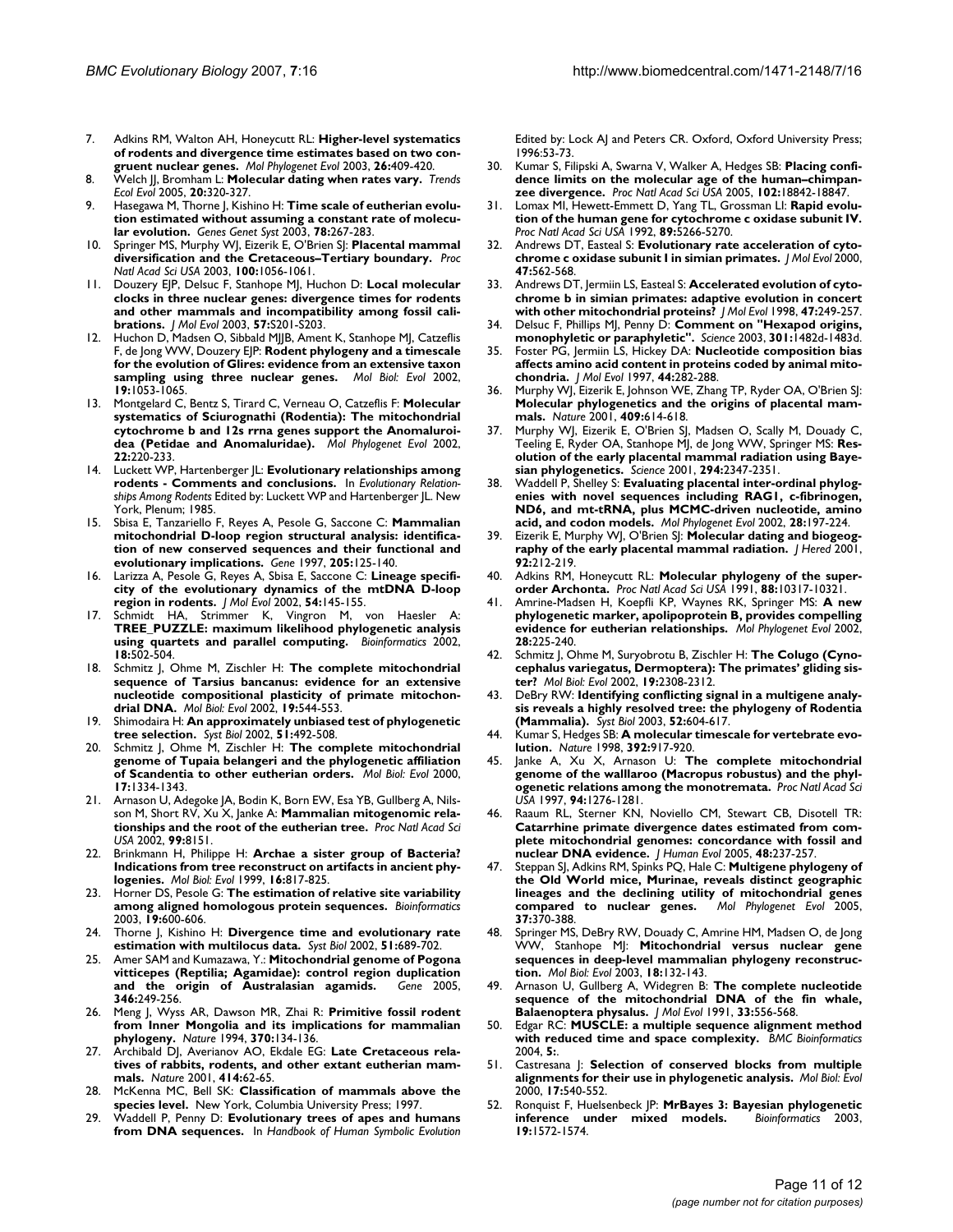7. Adkins RM, Walton AH, Honeycutt RL: **Higher-level systematics of rodents and divergence time estimates based on two congruent nuclear genes.** *Mol Phylogenet Evol* 2003, **26:**409-420.
8. Welch JJ, Bromham L: **Molecular dating when rates vary.** *Trends Ecol Evol* 2005, **20:**320-327.
9. Hasegawa M, Thorne J, Kishino H: **Time scale of eutherian evolution estimated without assuming a constant rate of molecular evolution.** *Genes Genet Syst* 2003, **78:**267-283.
10. Springer MS, Murphy WJ, Eizerik E, O'Brien SJ: **Placental mammal diversification and the Cretaceous–Tertiary boundary.** *Proc Natl Acad Sci USA* 2003, **100:**1056-1061.
11. Douzery EJP, Delsuc F, Stanhope MJ, Huchon D: **Local molecular clocks in three nuclear genes: divergence times for rodents and other mammals and incompatibility among fossil calibrations.** *J Mol Evol* 2003, **57:**S201-S203.
12. Huchon D, Madsen O, Sibbald MJJB, Ament K, Stanhope MJ, Catzeflis F, de Jong WW, Douzery EJP: **Rodent phylogeny and a timescale for the evolution of Glires: evidence from an extensive taxon sampling using three nuclear genes.** *Mol Biol: Evol* 2002, **19:**1053-1065.
13. Montgelard C, Bentz S, Tirard C, Verneau O, Catzeflis F: **Molecular systematics of Sciurognathi (Rodentia): The mitochondrial cytochrome b and 12s rrna genes support the Anomaluroidea (Petidae and Anomaluridae).** *Mol Phylogenet Evol* 2002, **22:**220-233.
14. Luckett WP, Hartenberger JL: **Evolutionary relationships among rodents - Comments and conclusions.** In *Evolutionary Relationships Among Rodents* Edited by: Luckett WP and Hartenberger JL. New York, Plenum; 1985.
15. Sbisa E, Tanzariello F, Reyes A, Pesole G, Saccone C: **Mammalian mitochondrial D-loop region structural analysis: identification of new conserved sequences and their functional and evolutionary implications.** *Gene* 1997, **205:**125-140.
16. Larizza A, Pesole G, Reyes A, Sbisa E, Saccone C: **Lineage specificity of the evolutionary dynamics of the mtDNA D-loop region in rodents.** *J Mol Evol* 2002, **54:**145-155.
17. Schmidt HA, Strimmer K, Vingron M, von Haesler A: **TREE_PUZZLE: maximum likelihood phylogenetic analysis using quartets and parallel computing.** *Bioinformatics* 2002, **18:**502-504.
18. Schmitz J, Ohme M, Zischler H: **The complete mitochondrial sequence of Tarsius bancanus: evidence for an extensive nucleotide compositional plasticity of primate mitochondrial DNA.** *Mol Biol: Evol* 2002, **19:**544-553.
19. Shimodaira H: **An approximately unbiased test of phylogenetic tree selection.** *Syst Biol* 2002, **51:**492-508.
20. Schmitz J, Ohme M, Zischler H: **The complete mitochondrial genome of Tupaia belangeri and the phylogenetic affiliation of Scandentia to other eutherian orders.** *Mol Biol: Evol* 2000, **17:**1334-1343.
21. Arnason U, Adegoke JA, Bodin K, Born EW, Esa YB, Gullberg A, Nilsson M, Short RV, Xu X, Janke A: **Mammalian mitogenomic relationships and the root of the eutherian tree.** *Proc Natl Acad Sci USA* 2002, **99:**8151.
22. Brinkmann H, Philippe H: **Archae a sister group of Bacteria? Indications from tree reconstruct on artifacts in ancient phylogenies.** *Mol Biol: Evol* 1999, **16:**817-825.
23. Horner DS, Pesole G: **The estimation of relative site variability among aligned homologous protein sequences.** *Bioinformatics* 2003, **19:**600-606.
24. Thorne J, Kishino H: **Divergence time and evolutionary rate estimation with multilocus data.** *Syst Biol* 2002, **51:**689-702.
25. Amer SAM and Kumazawa, Y.: **Mitochondrial genome of Pogona vitticepes (Reptilia; Agamidae): control region duplication and the origin of Australasian agamids.** *Gene* 2005, **346:**249-256.
26. Meng J, Wyss AR, Dawson MR, Zhai R: **Primitive fossil rodent from Inner Mongolia and its implications for mammalian phylogeny.** *Nature* 1994, **370:**134-136.
27. Archibald DJ, Averianov AO, Ekdale EG: **Late Cretaceous relatives of rabbits, rodents, and other extant eutherian mammals.** *Nature* 2001, **414:**62-65.
28. McKenna MC, Bell SK: **Classification of mammals above the species level.** New York, Columbia University Press; 1997.
29. Waddell P, Penny D: **Evolutionary trees of apes and humans from DNA sequences.** In *Handbook of Human Symbolic Evolution* Edited by: Lock AJ and Peters CR. Oxford, Oxford University Press; 1996:53-73.
30. Kumar S, Filipski A, Swarna V, Walker A, Hedges SB: **Placing confidence limits on the molecular age of the human–chimpanzee divergence.** *Proc Natl Acad Sci USA* 2005, **102:**18842-18847.
31. Lomax MI, Hewett-Emmett D, Yang TL, Grossman LI: **Rapid evolution of the human gene for cytochrome c oxidase subunit IV.** *Proc Natl Acad Sci USA* 1992, **89:**5266-5270.
32. Andrews DT, Easteal S: **Evolutionary rate acceleration of cytochrome c oxidase subunit I in simian primates.** *J Mol Evol* 2000, **47:**562-568.
33. Andrews DT, Jermiin LS, Easteal S: **Accelerated evolution of cytochrome b in simian primates: adaptive evolution in concert with other mitochondrial proteins?** *J Mol Evol* 1998, **47:**249-257.
34. Delsuc F, Phillips MJ, Penny D: **Comment on "Hexapod origins, monophyletic or paraphyletic".** *Science* 2003, **301:**1482d-1483d.
35. Foster PG, Jermiin LS, Hickey DA: **Nucleotide composition bias affects amino acid content in proteins coded by animal mitochondria.** *J Mol Evol* 1997, **44:**282-288.
36. Murphy WJ, Eizerik E, Johnson WE, Zhang TP, Ryder OA, O'Brien SJ: **Molecular phylogenetics and the origins of placental mammals.** *Nature* 2001, **409:**614-618.
37. Murphy WJ, Eizerik E, O'Brien SJ, Madsen O, Scally M, Douady C, Teeling E, Ryder OA, Stanhope MJ, de Jong WW, Springer MS: **Resolution of the early placental mammal radiation using Bayesian phylogenetics.** *Science* 2001, **294:**2347-2351.
38. Waddell P, Shelley S: **Evaluating placental inter-ordinal phylogenies with novel sequences including RAG1, c-fibrinogen, ND6, and mt-tRNA, plus MCMC-driven nucleotide, amino acid, and codon models.** *Mol Phylogenet Evol* 2002, **28:**197-224.
39. Eizerik E, Murphy WJ, O'Brien SJ: **Molecular dating and biogeography of the early placental mammal radiation.** *J Hered* 2001, **92:**212-219.
40. Adkins RM, Honeycutt RL: **Molecular phylogeny of the superorder Archonta.** *Proc Natl Acad Sci USA* 1991, **88:**10317-10321.
41. Amrine-Madsen H, Koepfli KP, Waynes RK, Springer MS: **A new phylogenetic marker, apolipoprotein B, provides compelling evidence for eutherian relationships.** *Mol Phylogenet Evol* 2002, **28:**225-240.
42. Schmitz J, Ohme M, Suryobrotu B, Zischler H: **The Colugo (Cynocephalus variegatus, Dermoptera): The primates' gliding sister?** *Mol Biol: Evol* 2002, **19:**2308-2312.
43. DeBry RW: **Identifying conflicting signal in a multigene analysis reveals a highly resolved tree: the phylogeny of Rodentia (Mammalia).** *Syst Biol* 2003, **52:**604-617.
44. Kumar S, Hedges SB: **A molecular timescale for vertebrate evolution.** *Nature* 1998, **392:**917-920.
45. Janke A, Xu X, Arnason U: **The complete mitochondrial genome of the walllaroo (Macropus robustus) and the phylogenetic relations among the monotremata.** *Proc Natl Acad Sci USA* 1997, **94:**1276-1281.
46. Raaum RL, Sterner KN, Noviello CM, Stewart CB, Disotell TR: **Catarrhine primate divergence dates estimated from complete mitochondrial genomes: concordance with fossil and nuclear DNA evidence.** *J Human Evol* 2005, **48:**237-257.
47. Steppan SJ, Adkins RM, Spinks PQ, Hale C: **Multigene phylogeny of the Old World mice, Murinae, reveals distinct geographic lineages and the declining utility of mitochondrial genes compared to nuclear genes.** *Mol Phylogenet Evol* 2005, **37:**370-388.
48. Springer MS, DeBry RW, Douady C, Amrine HM, Madsen O, de Jong WW, Stanhope MJ: **Mitochondrial versus nuclear gene sequences in deep-level mammalian phylogeny reconstruction.** *Mol Biol: Evol* 2003, **18:**132-143.
49. Arnason U, Gullberg A, Widegren B: **The complete nucleotide sequence of the mitochondrial DNA of the fin whale, Balaenoptera physalus.** *J Mol Evol* 1991, **33:**556-568.
50. Edgar RC: **MUSCLE: a multiple sequence alignment method with reduced time and space complexity.** *BMC Bioinformatics* 2004, **5:**.
51. Castresana J: **Selection of conserved blocks from multiple alignments for their use in phylogenetic analysis.** *Mol Biol: Evol* 2000, **17:**540-552.
52. Ronquist F, Huelsenbeck JP: **MrBayes 3: Bayesian phylogenetic inference under mixed models.** *Bioinformatics* 2003, **19:**1572-1574.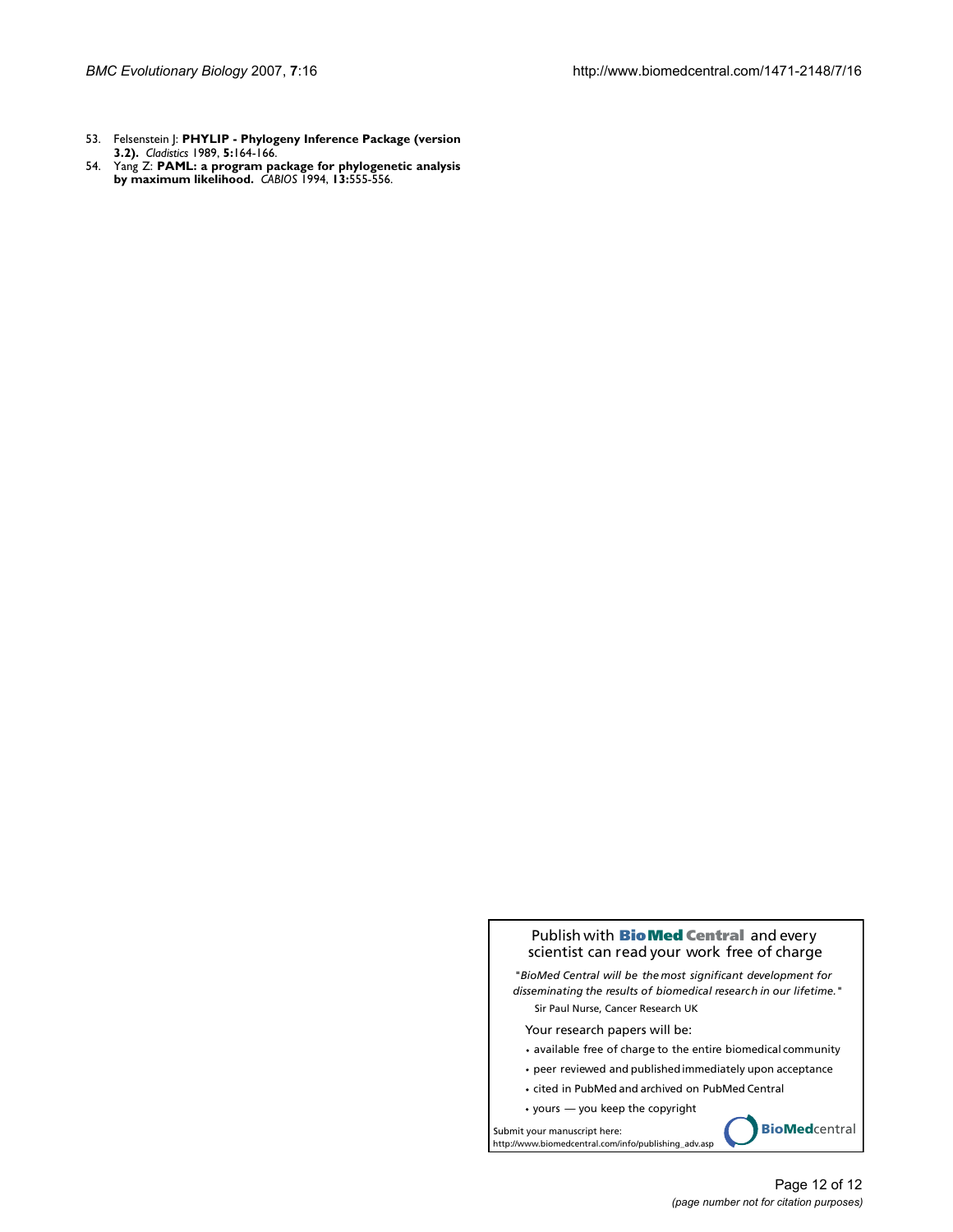53. Felsenstein J: **PHYLIP - Phylogeny Inference Package (version 3.2).** *Cladistics* 1989, **5:**164-166.
54. Yang Z: **PAML: a program package for phylogenetic analysis by maximum likelihood.** *CABIOS* 1994, **13:**555-556.

Publish with **BioMed Central** and every scientist can read your work free of charge

*"BioMed Central will be the most significant development for disseminating the results of biomedical research in our lifetime."*

Sir Paul Nurse, Cancer Research UK

Your research papers will be:

- available free of charge to the entire biomedical community
- peer reviewed and published immediately upon acceptance
- cited in PubMed and archived on PubMed Central
- yours — you keep the copyright

Submit your manuscript here:
http://www.biomedcentral.com/info/publishing_adv.asp

**BioMed**central